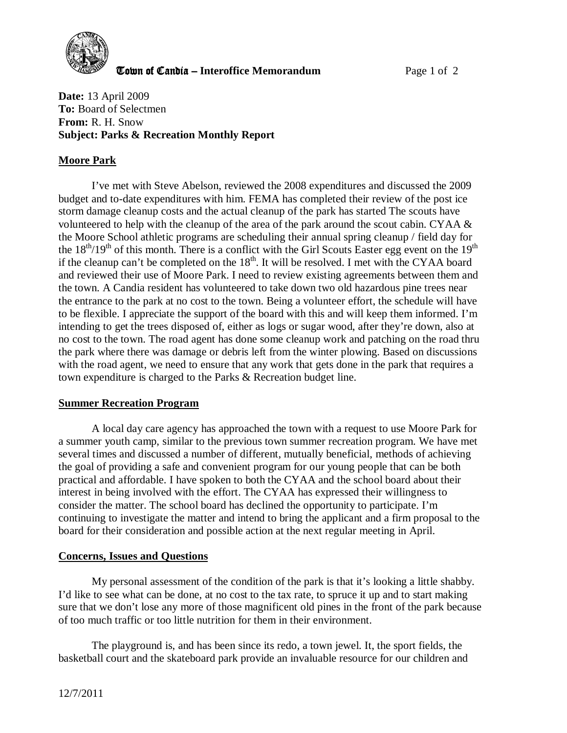**Town of Candia – Interoffice Memorandum**

**Date:** 13 April 2009
**To:** Board of Selectmen
**From:** R. H. Snow
**Subject: Parks & Recreation Monthly Report**

## Moore Park

I've met with Steve Abelson, reviewed the 2008 expenditures and discussed the 2009 budget and to-date expenditures with him. FEMA has completed their review of the post ice storm damage cleanup costs and the actual cleanup of the park has started The scouts have volunteered to help with the cleanup of the area of the park around the scout cabin. CYAA & the Moore School athletic programs are scheduling their annual spring cleanup / field day for the 18th/19th of this month. There is a conflict with the Girl Scouts Easter egg event on the 19th if the cleanup can't be completed on the 18th. It will be resolved. I met with the CYAA board and reviewed their use of Moore Park. I need to review existing agreements between them and the town. A Candia resident has volunteered to take down two old hazardous pine trees near the entrance to the park at no cost to the town. Being a volunteer effort, the schedule will have to be flexible. I appreciate the support of the board with this and will keep them informed. I'm intending to get the trees disposed of, either as logs or sugar wood, after they're down, also at no cost to the town. The road agent has done some cleanup work and patching on the road thru the park where there was damage or debris left from the winter plowing. Based on discussions with the road agent, we need to ensure that any work that gets done in the park that requires a town expenditure is charged to the Parks & Recreation budget line.

## Summer Recreation Program

A local day care agency has approached the town with a request to use Moore Park for a summer youth camp, similar to the previous town summer recreation program. We have met several times and discussed a number of different, mutually beneficial, methods of achieving the goal of providing a safe and convenient program for our young people that can be both practical and affordable. I have spoken to both the CYAA and the school board about their interest in being involved with the effort. The CYAA has expressed their willingness to consider the matter. The school board has declined the opportunity to participate. I'm continuing to investigate the matter and intend to bring the applicant and a firm proposal to the board for their consideration and possible action at the next regular meeting in April.

## Concerns, Issues and Questions

My personal assessment of the condition of the park is that it's looking a little shabby. I'd like to see what can be done, at no cost to the tax rate, to spruce it up and to start making sure that we don't lose any more of those magnificent old pines in the front of the park because of too much traffic or too little nutrition for them in their environment.

The playground is, and has been since its redo, a town jewel. It, the sport fields, the basketball court and the skateboard park provide an invaluable resource for our children and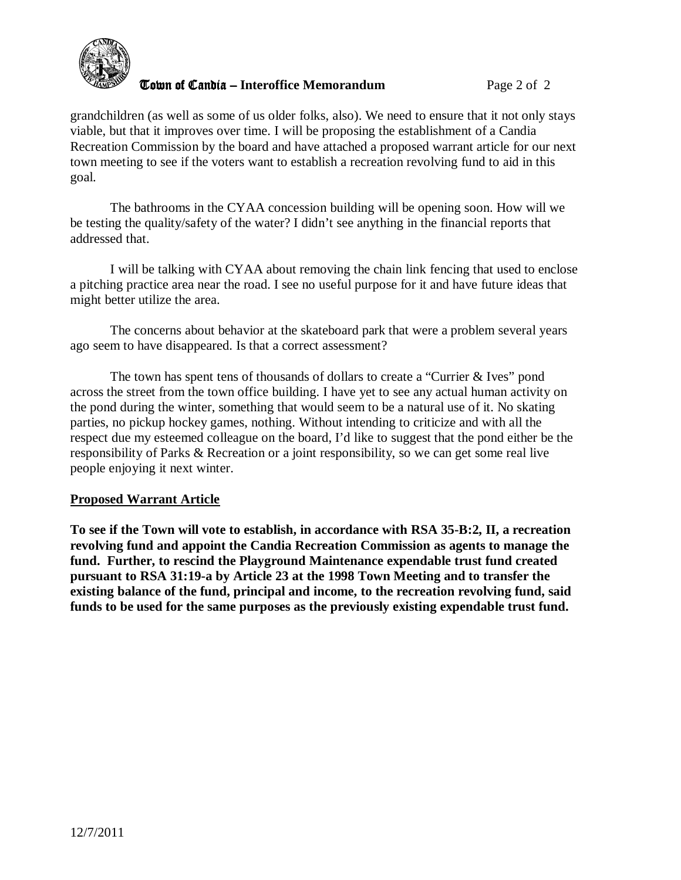grandchildren (as well as some of us older folks, also). We need to ensure that it not only stays viable, but that it improves over time. I will be proposing the establishment of a Candia Recreation Commission by the board and have attached a proposed warrant article for our next town meeting to see if the voters want to establish a recreation revolving fund to aid in this goal.

The bathrooms in the CYAA concession building will be opening soon. How will we be testing the quality/safety of the water? I didn't see anything in the financial reports that addressed that.

I will be talking with CYAA about removing the chain link fencing that used to enclose a pitching practice area near the road. I see no useful purpose for it and have future ideas that might better utilize the area.

The concerns about behavior at the skateboard park that were a problem several years ago seem to have disappeared. Is that a correct assessment?

The town has spent tens of thousands of dollars to create a "Currier & Ives" pond across the street from the town office building. I have yet to see any actual human activity on the pond during the winter, something that would seem to be a natural use of it. No skating parties, no pickup hockey games, nothing. Without intending to criticize and with all the respect due my esteemed colleague on the board, I'd like to suggest that the pond either be the responsibility of Parks & Recreation or a joint responsibility, so we can get some real live people enjoying it next winter.

**Proposed Warrant Article**

**To see if the Town will vote to establish, in accordance with RSA 35-B:2, II, a recreation revolving fund and appoint the Candia Recreation Commission as agents to manage the fund. Further, to rescind the Playground Maintenance expendable trust fund created pursuant to RSA 31:19-a by Article 23 at the 1998 Town Meeting and to transfer the existing balance of the fund, principal and income, to the recreation revolving fund, said funds to be used for the same purposes as the previously existing expendable trust fund.**